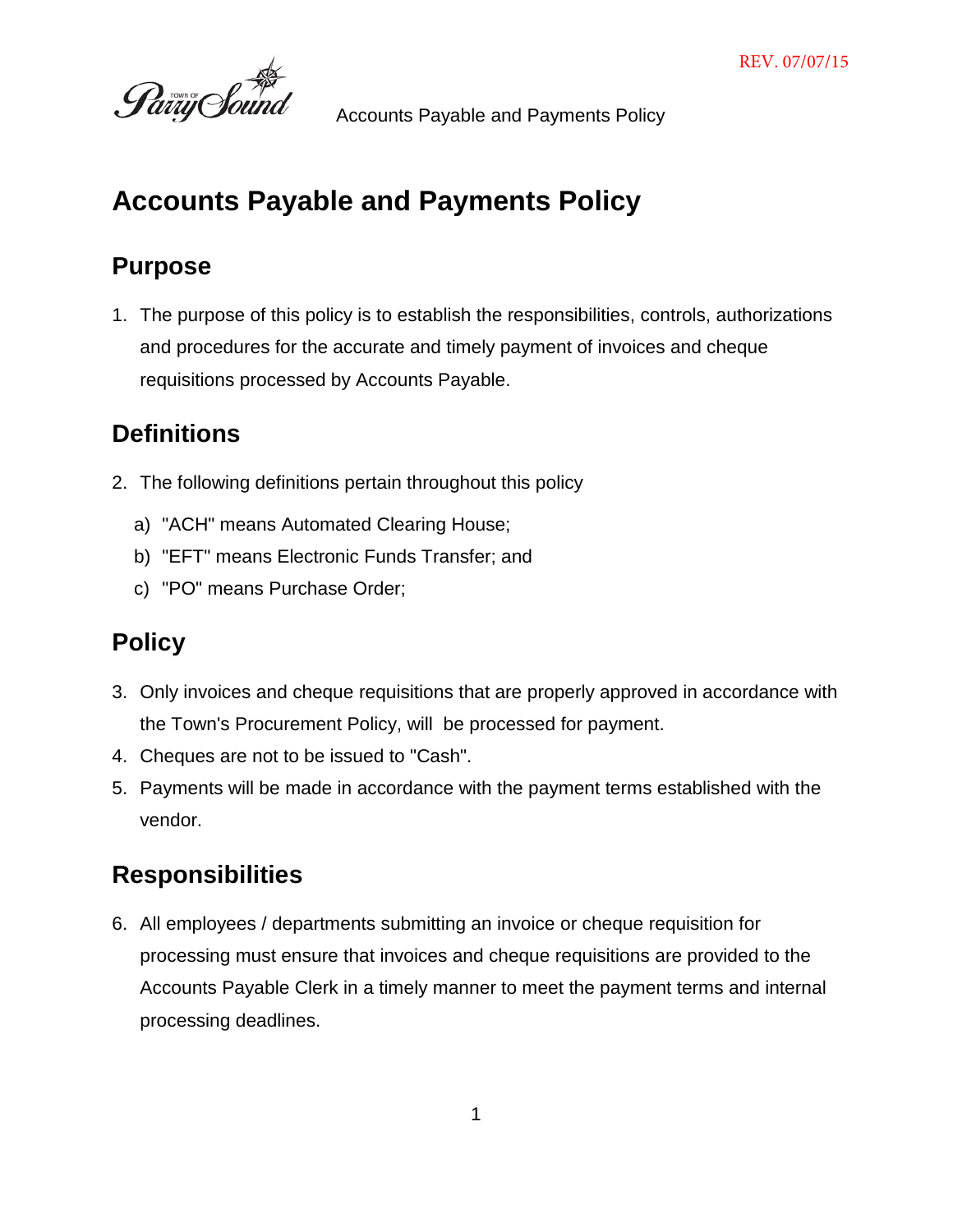REV. 07/07/15

# Accounts Payable and Payments Policy

## Purpose

1. The purpose of this policy is to establish the responsibilities, controls, authorizations and procedures for the accurate and timely payment of invoices and cheque requisitions processed by Accounts Payable.

## Definitions

2. The following definitions pertain throughout this policy
   a) "ACH" means Automated Clearing House;
   b) "EFT" means Electronic Funds Transfer; and
   c) "PO" means Purchase Order;

## Policy

3. Only invoices and cheque requisitions that are properly approved in accordance with the Town's Procurement Policy, will be processed for payment.
4. Cheques are not to be issued to "Cash".
5. Payments will be made in accordance with the payment terms established with the vendor.

## Responsibilities

6. All employees / departments submitting an invoice or cheque requisition for processing must ensure that invoices and cheque requisitions are provided to the Accounts Payable Clerk in a timely manner to meet the payment terms and internal processing deadlines.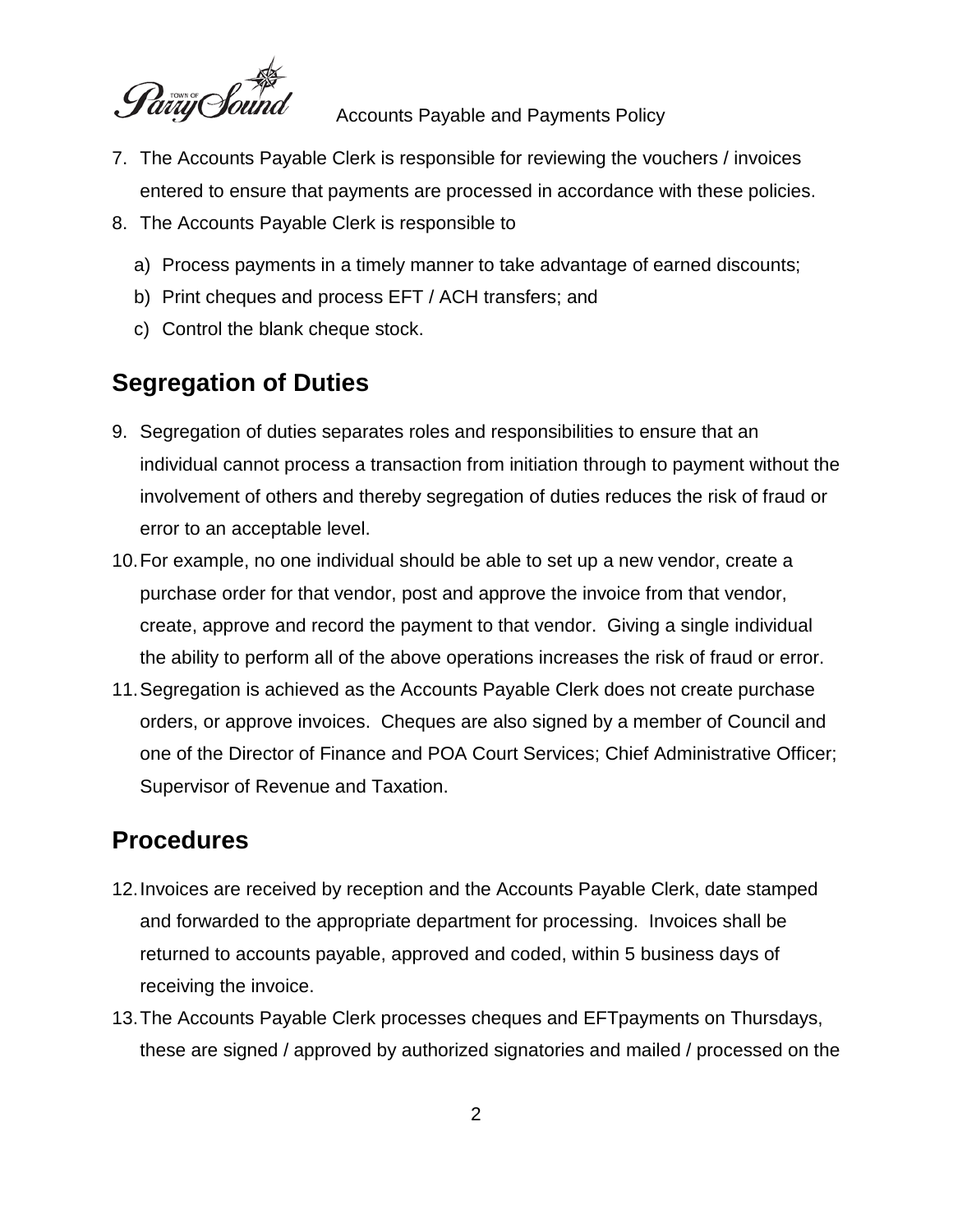7. The Accounts Payable Clerk is responsible for reviewing the vouchers / invoices entered to ensure that payments are processed in accordance with these policies.
8. The Accounts Payable Clerk is responsible to
   a) Process payments in a timely manner to take advantage of earned discounts;
   b) Print cheques and process EFT / ACH transfers; and
   c) Control the blank cheque stock.

## Segregation of Duties

9. Segregation of duties separates roles and responsibilities to ensure that an individual cannot process a transaction from initiation through to payment without the involvement of others and thereby segregation of duties reduces the risk of fraud or error to an acceptable level.
10. For example, no one individual should be able to set up a new vendor, create a purchase order for that vendor, post and approve the invoice from that vendor, create, approve and record the payment to that vendor. Giving a single individual the ability to perform all of the above operations increases the risk of fraud or error.
11. Segregation is achieved as the Accounts Payable Clerk does not create purchase orders, or approve invoices. Cheques are also signed by a member of Council and one of the Director of Finance and POA Court Services; Chief Administrative Officer; Supervisor of Revenue and Taxation.

## Procedures

12. Invoices are received by reception and the Accounts Payable Clerk, date stamped and forwarded to the appropriate department for processing. Invoices shall be returned to accounts payable, approved and coded, within 5 business days of receiving the invoice.
13. The Accounts Payable Clerk processes cheques and EFTpayments on Thursdays, these are signed / approved by authorized signatories and mailed / processed on the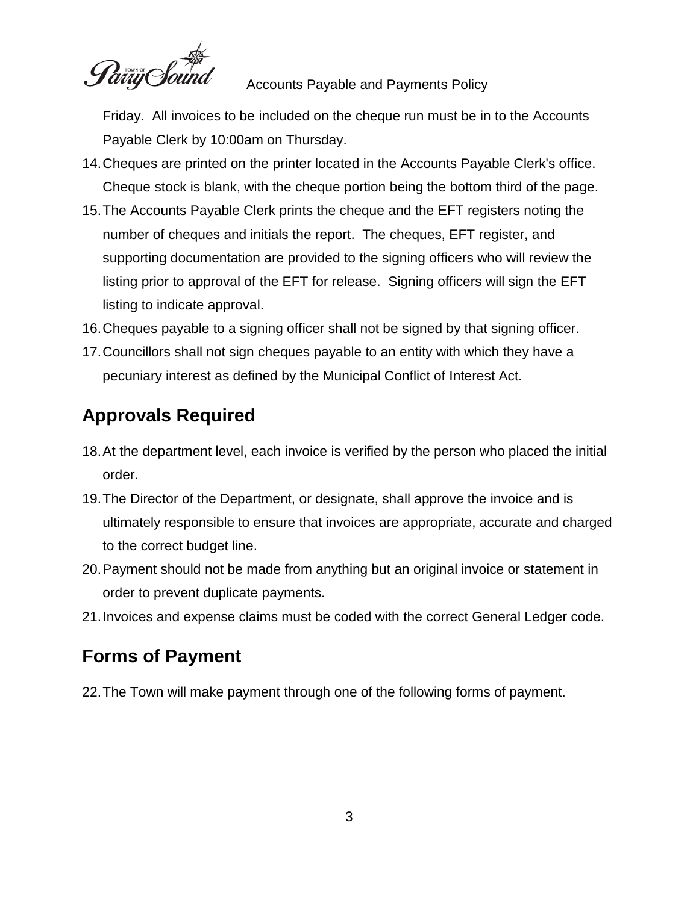Friday. All invoices to be included on the cheque run must be in to the Accounts Payable Clerk by 10:00am on Thursday.

14. Cheques are printed on the printer located in the Accounts Payable Clerk's office. Cheque stock is blank, with the cheque portion being the bottom third of the page.
15. The Accounts Payable Clerk prints the cheque and the EFT registers noting the number of cheques and initials the report. The cheques, EFT register, and supporting documentation are provided to the signing officers who will review the listing prior to approval of the EFT for release. Signing officers will sign the EFT listing to indicate approval.
16. Cheques payable to a signing officer shall not be signed by that signing officer.
17. Councillors shall not sign cheques payable to an entity with which they have a pecuniary interest as defined by the Municipal Conflict of Interest Act.

## Approvals Required

18. At the department level, each invoice is verified by the person who placed the initial order.
19. The Director of the Department, or designate, shall approve the invoice and is ultimately responsible to ensure that invoices are appropriate, accurate and charged to the correct budget line.
20. Payment should not be made from anything but an original invoice or statement in order to prevent duplicate payments.
21. Invoices and expense claims must be coded with the correct General Ledger code.

## Forms of Payment

22. The Town will make payment through one of the following forms of payment.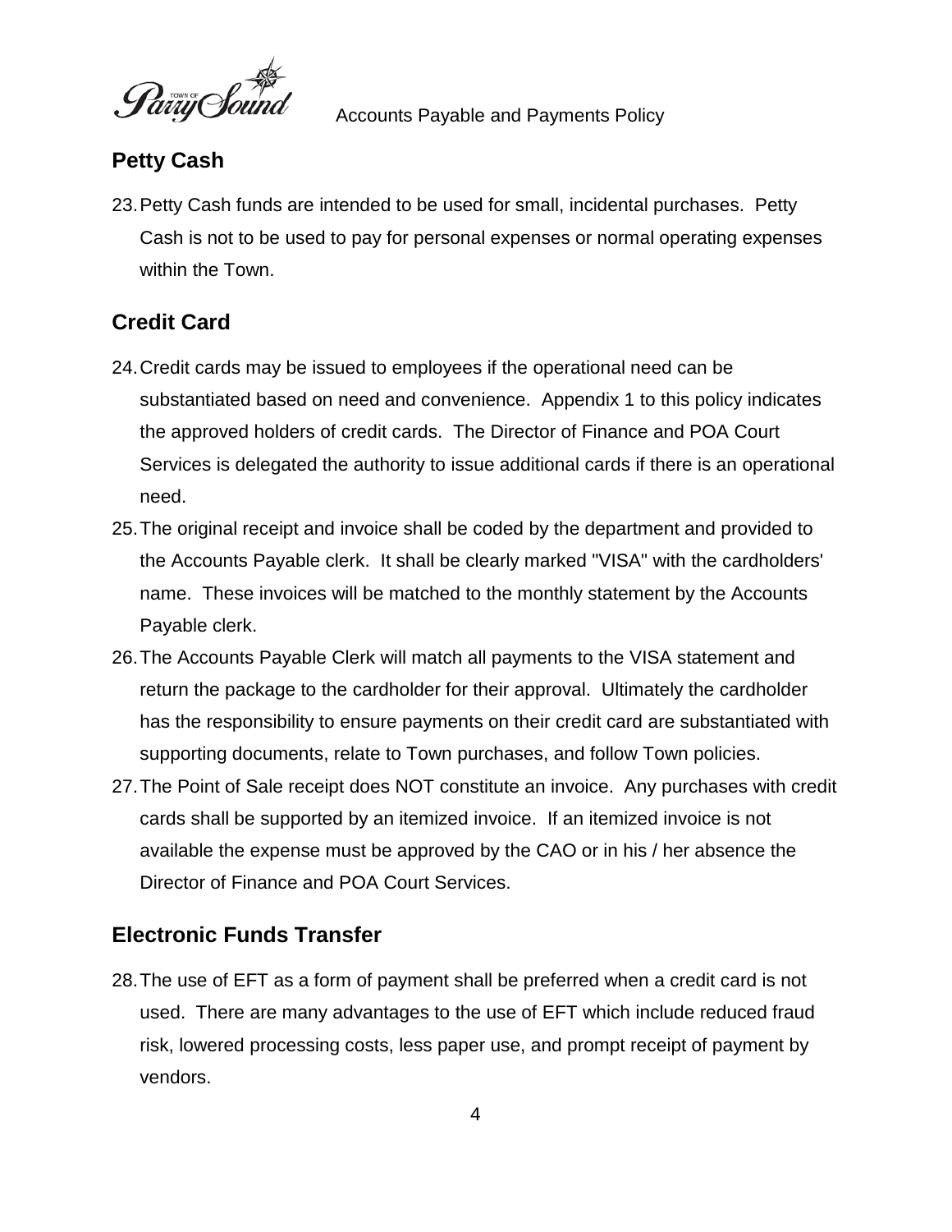## Petty Cash

23. Petty Cash funds are intended to be used for small, incidental purchases. Petty Cash is not to be used to pay for personal expenses or normal operating expenses within the Town.

## Credit Card

24. Credit cards may be issued to employees if the operational need can be substantiated based on need and convenience. Appendix 1 to this policy indicates the approved holders of credit cards. The Director of Finance and POA Court Services is delegated the authority to issue additional cards if there is an operational need.
25. The original receipt and invoice shall be coded by the department and provided to the Accounts Payable clerk. It shall be clearly marked "VISA" with the cardholders' name. These invoices will be matched to the monthly statement by the Accounts Payable clerk.
26. The Accounts Payable Clerk will match all payments to the VISA statement and return the package to the cardholder for their approval. Ultimately the cardholder has the responsibility to ensure payments on their credit card are substantiated with supporting documents, relate to Town purchases, and follow Town policies.
27. The Point of Sale receipt does NOT constitute an invoice. Any purchases with credit cards shall be supported by an itemized invoice. If an itemized invoice is not available the expense must be approved by the CAO or in his / her absence the Director of Finance and POA Court Services.

## Electronic Funds Transfer

28. The use of EFT as a form of payment shall be preferred when a credit card is not used. There are many advantages to the use of EFT which include reduced fraud risk, lowered processing costs, less paper use, and prompt receipt of payment by vendors.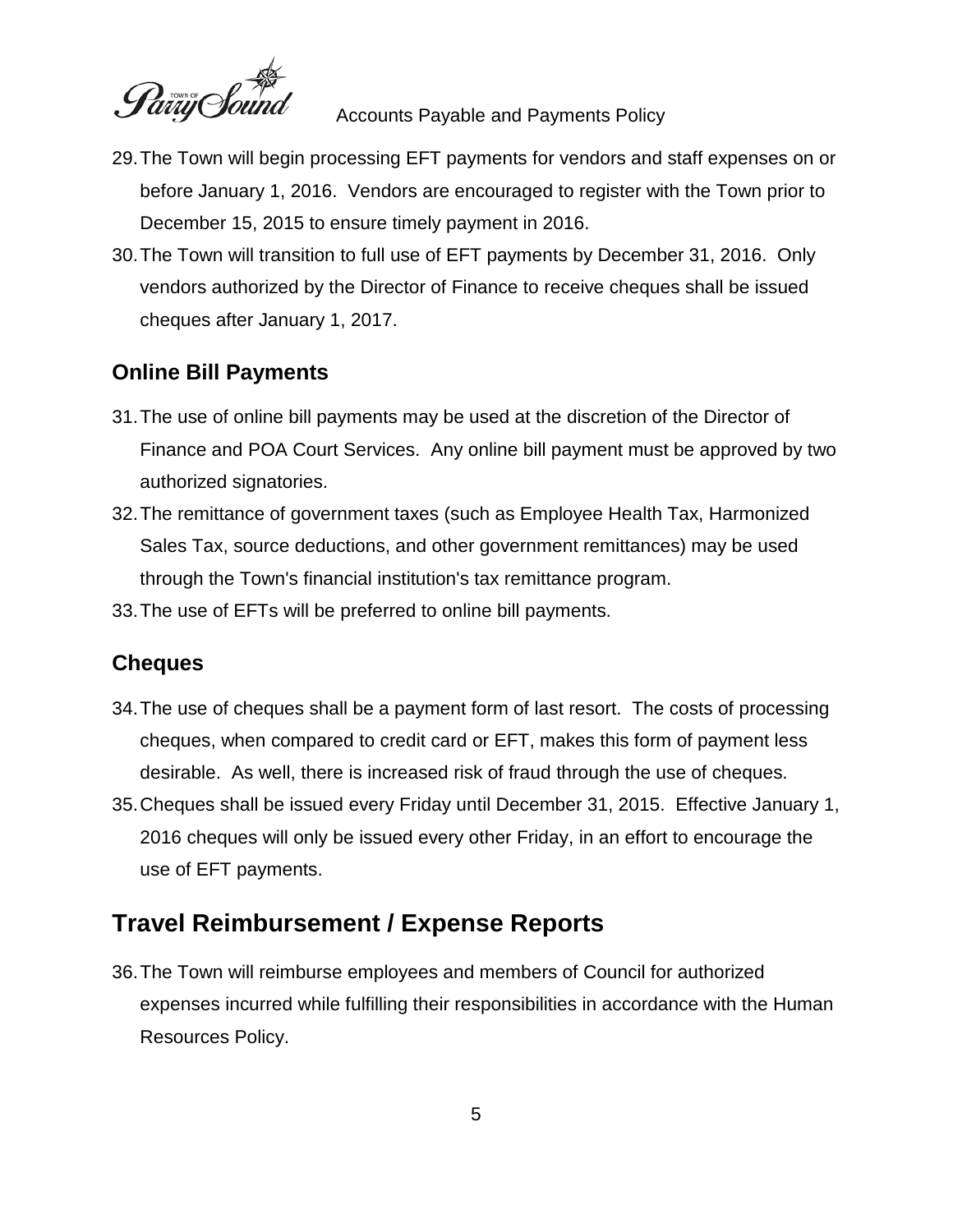29. The Town will begin processing EFT payments for vendors and staff expenses on or before January 1, 2016. Vendors are encouraged to register with the Town prior to December 15, 2015 to ensure timely payment in 2016.
30. The Town will transition to full use of EFT payments by December 31, 2016. Only vendors authorized by the Director of Finance to receive cheques shall be issued cheques after January 1, 2017.

### Online Bill Payments

31. The use of online bill payments may be used at the discretion of the Director of Finance and POA Court Services. Any online bill payment must be approved by two authorized signatories.
32. The remittance of government taxes (such as Employee Health Tax, Harmonized Sales Tax, source deductions, and other government remittances) may be used through the Town's financial institution's tax remittance program.
33. The use of EFTs will be preferred to online bill payments.

### Cheques

34. The use of cheques shall be a payment form of last resort. The costs of processing cheques, when compared to credit card or EFT, makes this form of payment less desirable. As well, there is increased risk of fraud through the use of cheques.
35. Cheques shall be issued every Friday until December 31, 2015. Effective January 1, 2016 cheques will only be issued every other Friday, in an effort to encourage the use of EFT payments.

## Travel Reimbursement / Expense Reports

36. The Town will reimburse employees and members of Council for authorized expenses incurred while fulfilling their responsibilities in accordance with the Human Resources Policy.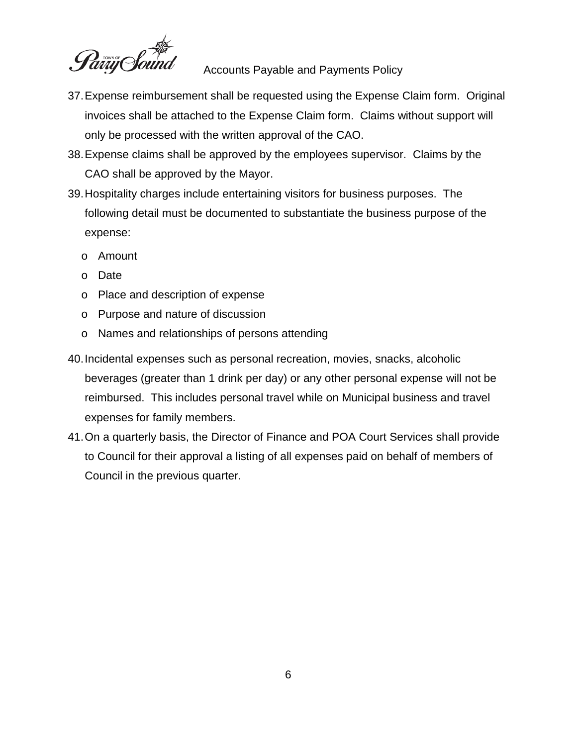37. Expense reimbursement shall be requested using the Expense Claim form. Original invoices shall be attached to the Expense Claim form. Claims without support will only be processed with the written approval of the CAO.
38. Expense claims shall be approved by the employees supervisor. Claims by the CAO shall be approved by the Mayor.
39. Hospitality charges include entertaining visitors for business purposes. The following detail must be documented to substantiate the business purpose of the expense:
    - Amount
    - Date
    - Place and description of expense
    - Purpose and nature of discussion
    - Names and relationships of persons attending
40. Incidental expenses such as personal recreation, movies, snacks, alcoholic beverages (greater than 1 drink per day) or any other personal expense will not be reimbursed. This includes personal travel while on Municipal business and travel expenses for family members.
41. On a quarterly basis, the Director of Finance and POA Court Services shall provide to Council for their approval a listing of all expenses paid on behalf of members of Council in the previous quarter.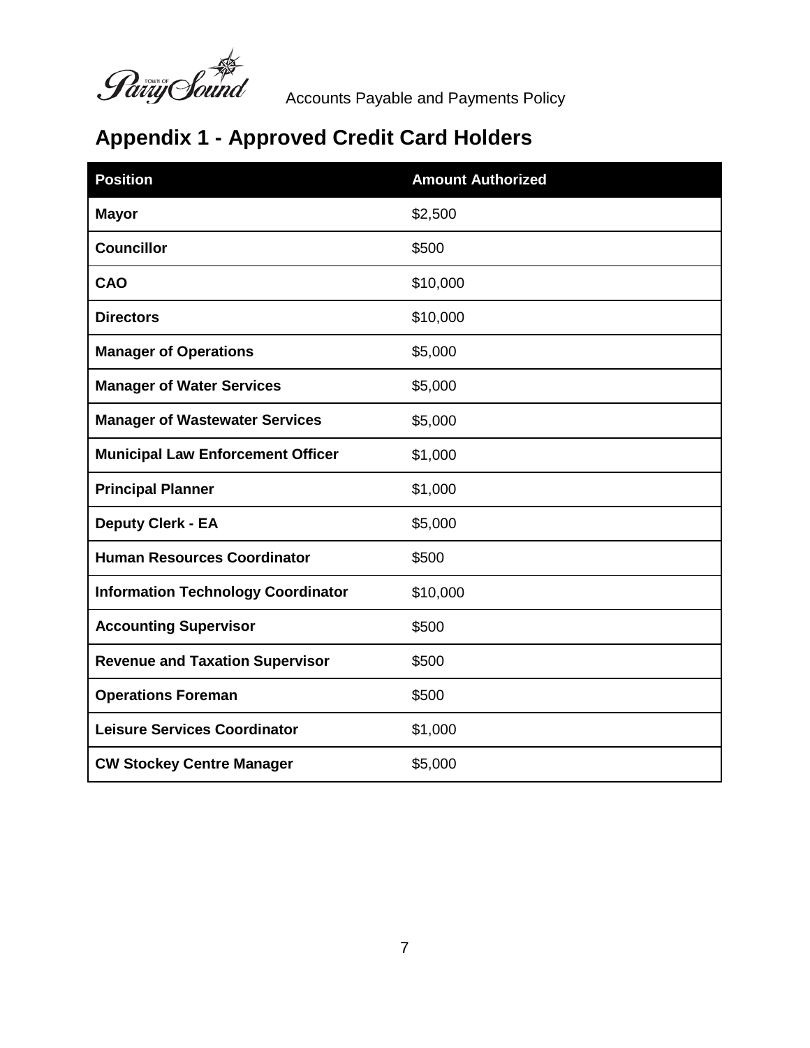## Appendix 1 - Approved Credit Card Holders

| Position | Amount Authorized |
|---|---|
| **Mayor** | $2,500 |
| **Councillor** | $500 |
| **CAO** | $10,000 |
| **Directors** | $10,000 |
| **Manager of Operations** | $5,000 |
| **Manager of Water Services** | $5,000 |
| **Manager of Wastewater Services** | $5,000 |
| **Municipal Law Enforcement Officer** | $1,000 |
| **Principal Planner** | $1,000 |
| **Deputy Clerk - EA** | $5,000 |
| **Human Resources Coordinator** | $500 |
| **Information Technology Coordinator** | $10,000 |
| **Accounting Supervisor** | $500 |
| **Revenue and Taxation Supervisor** | $500 |
| **Operations Foreman** | $500 |
| **Leisure Services Coordinator** | $1,000 |
| **CW Stockey Centre Manager** | $5,000 |